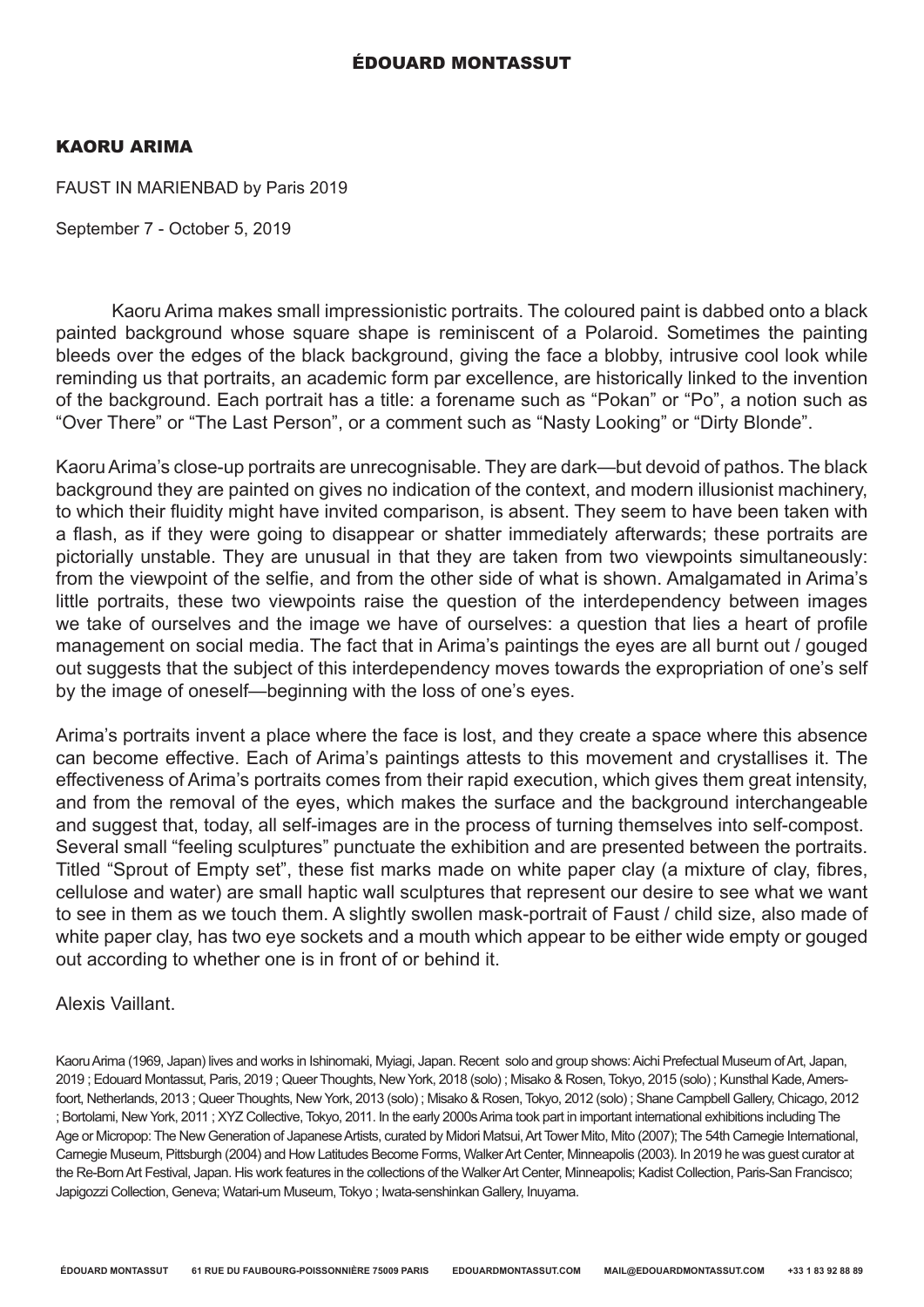# ÉDOUARD MONTASSUT

## KAORU ARIMA

FAUST IN MARIENBAD by Paris 2019

September 7 - October 5, 2019

Kaoru Arima makes small impressionistic portraits. The coloured paint is dabbed onto a black painted background whose square shape is reminiscent of a Polaroid. Sometimes the painting bleeds over the edges of the black background, giving the face a blobby, intrusive cool look while reminding us that portraits, an academic form par excellence, are historically linked to the invention of the background. Each portrait has a title: a forename such as "Pokan" or "Po", a notion such as "Over There" or "The Last Person", or a comment such as "Nasty Looking" or "Dirty Blonde".

Kaoru Arima's close-up portraits are unrecognisable. They are dark—but devoid of pathos. The black background they are painted on gives no indication of the context, and modern illusionist machinery, to which their fluidity might have invited comparison, is absent. They seem to have been taken with a flash, as if they were going to disappear or shatter immediately afterwards; these portraits are pictorially unstable. They are unusual in that they are taken from two viewpoints simultaneously: from the viewpoint of the selfie, and from the other side of what is shown. Amalgamated in Arima's little portraits, these two viewpoints raise the question of the interdependency between images we take of ourselves and the image we have of ourselves: a question that lies a heart of profile management on social media. The fact that in Arima's paintings the eyes are all burnt out / gouged out suggests that the subject of this interdependency moves towards the expropriation of one's self by the image of oneself—beginning with the loss of one's eyes.

Arima's portraits invent a place where the face is lost, and they create a space where this absence can become effective. Each of Arima's paintings attests to this movement and crystallises it. The effectiveness of Arima's portraits comes from their rapid execution, which gives them great intensity, and from the removal of the eyes, which makes the surface and the background interchangeable and suggest that, today, all self-images are in the process of turning themselves into self-compost. Several small "feeling sculptures" punctuate the exhibition and are presented between the portraits. Titled "Sprout of Empty set", these fist marks made on white paper clay (a mixture of clay, fibres, cellulose and water) are small haptic wall sculptures that represent our desire to see what we want to see in them as we touch them. A slightly swollen mask-portrait of Faust / child size, also made of white paper clay, has two eye sockets and a mouth which appear to be either wide empty or gouged out according to whether one is in front of or behind it.

Alexis Vaillant.

Kaoru Arima (1969, Japan) lives and works in Ishinomaki, Myiagi, Japan. Recent solo and group shows: Aichi Prefectual Museum of Art, Japan, 2019 ; Edouard Montassut, Paris, 2019 ; Queer Thoughts, New York, 2018 (solo) ; Misako & Rosen, Tokyo, 2015 (solo) ; Kunsthal Kade, Amersfoort, Netherlands, 2013 ; Queer Thoughts, New York, 2013 (solo) ; Misako & Rosen, Tokyo, 2012 (solo) ; Shane Campbell Gallery, Chicago, 2012 ; Bortolami, New York, 2011 ; XYZ Collective, Tokyo, 2011. In the early 2000s Arima took part in important international exhibitions including The Age or Micropop: The New Generation of Japanese Artists, curated by Midori Matsui, Art Tower Mito, Mito (2007); The 54th Carnegie International, Carnegie Museum, Pittsburgh (2004) and How Latitudes Become Forms, Walker Art Center, Minneapolis (2003). In 2019 he was guest curator at the Re-Born Art Festival, Japan. His work features in the collections of the Walker Art Center, Minneapolis; Kadist Collection, Paris-San Francisco; Japigozzi Collection, Geneva; Watari-um Museum, Tokyo ; Iwata-senshinkan Gallery, Inuyama.

ÉDOUARD MONTASSUT 61 RUE DU FAUBOURG-POISSONNIÈRE 75009 PARIS EDOUARDMONTASSUT.COM MAIL@EDOUARDMONTASSUT.COM +33 1 83 92 88 89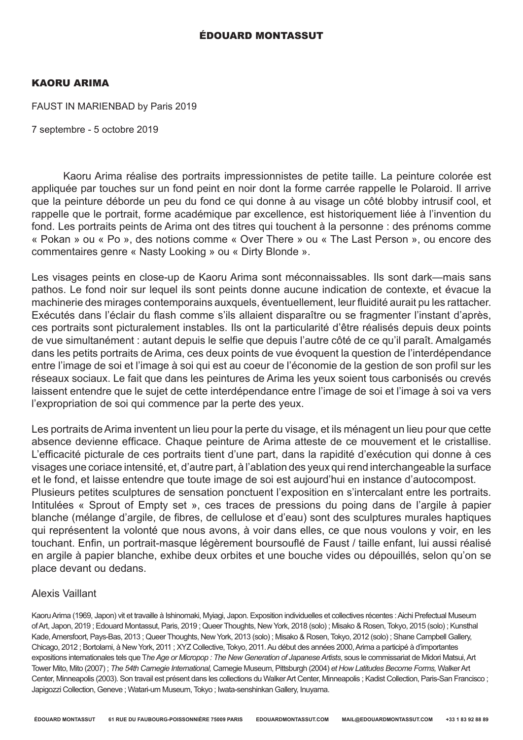# ÉDOUARD MONTASSUT

## KAORU ARIMA

FAUST IN MARIENBAD by Paris 2019

7 septembre - 5 octobre 2019

Kaoru Arima réalise des portraits impressionnistes de petite taille. La peinture colorée est appliquée par touches sur un fond peint en noir dont la forme carrée rappelle le Polaroid. Il arrive que la peinture déborde un peu du fond ce qui donne à au visage un côté blobby intrusif cool, et rappelle que le portrait, forme académique par excellence, est historiquement liée à l'invention du fond. Les portraits peints de Arima ont des titres qui touchent à la personne : des prénoms comme « Pokan » ou « Po », des notions comme « Over There » ou « The Last Person », ou encore des commentaires genre « Nasty Looking » ou « Dirty Blonde ».

Les visages peints en close-up de Kaoru Arima sont méconnaissables. Ils sont dark—mais sans pathos. Le fond noir sur lequel ils sont peints donne aucune indication de contexte, et évacue la machinerie des mirages contemporains auxquels, éventuellement, leur fluidité aurait pu les rattacher. Exécutés dans l'éclair du flash comme s'ils allaient disparaître ou se fragmenter l'instant d'après, ces portraits sont picturalement instables. Ils ont la particularité d'être réalisés depuis deux points de vue simultanément : autant depuis le selfie que depuis l'autre côté de ce qu'il paraît. Amalgamés dans les petits portraits de Arima, ces deux points de vue évoquent la question de l'interdépendance entre l'image de soi et l'image à soi qui est au coeur de l'économie de la gestion de son profil sur les réseaux sociaux. Le fait que dans les peintures de Arima les yeux soient tous carbonisés ou crevés laissent entendre que le sujet de cette interdépendance entre l'image de soi et l'image à soi va vers l'expropriation de soi qui commence par la perte des yeux.

Les portraits de Arima inventent un lieu pour la perte du visage, et ils ménagent un lieu pour que cette absence devienne efficace. Chaque peinture de Arima atteste de ce mouvement et le cristallise. L'efficacité picturale de ces portraits tient d'une part, dans la rapidité d'exécution qui donne à ces visages une coriace intensité, et, d'autre part, à l'ablation des yeux qui rend interchangeable la surface et le fond, et laisse entendre que toute image de soi est aujourd'hui en instance d'autocompost.
Plusieurs petites sculptures de sensation ponctuent l'exposition en s'intercalant entre les portraits. Intitulées « Sprout of Empty set », ces traces de pressions du poing dans de l'argile à papier blanche (mélange d'argile, de fibres, de cellulose et d'eau) sont des sculptures murales haptiques qui représentent la volonté que nous avons, à voir dans elles, ce que nous voulons y voir, en les touchant. Enfin, un portrait-masque légèrement boursouflé de Faust / taille enfant, lui aussi réalisé en argile à papier blanche, exhibe deux orbites et une bouche vides ou dépouillés, selon qu'on se place devant ou dedans.

Alexis Vaillant

Kaoru Arima (1969, Japon) vit et travaille à Ishinomaki, Myiagi, Japon. Exposition individuelles et collectives récentes : Aichi Prefectual Museum of Art, Japon, 2019 ; Edouard Montassut, Paris, 2019 ; Queer Thoughts, New York, 2018 (solo) ; Misako & Rosen, Tokyo, 2015 (solo) ; Kunsthal Kade, Amersfoort, Pays-Bas, 2013 ; Queer Thoughts, New York, 2013 (solo) ; Misako & Rosen, Tokyo, 2012 (solo) ; Shane Campbell Gallery, Chicago, 2012 ; Bortolami, à New York, 2011 ; XYZ Collective, Tokyo, 2011. Au début des années 2000, Arima a participé à d'importantes expositions internationales tels que T*he Age or Micropop : The New Generation of Japanese Artists*, sous le commissariat de Midori Matsui, Art Tower Mito, Mito (2007) ; *The 54th Carnegie International,* Carnegie Museum, Pittsburgh (2004) *et How Latitudes Become Forms,* Walker Art Center, Minneapolis (2003). Son travail est présent dans les collections du Walker Art Center, Minneapolis ; Kadist Collection, Paris-San Francisco ; Japigozzi Collection, Geneve ; Watari-um Museum, Tokyo ; Iwata-senshinkan Gallery, Inuyama.

ÉDOUARD MONTASSUT 61 RUE DU FAUBOURG-POISSONNIÈRE 75009 PARIS EDOUARDMONTASSUT.COM MAIL@EDOUARDMONTASSUT.COM +33 1 83 92 88 89